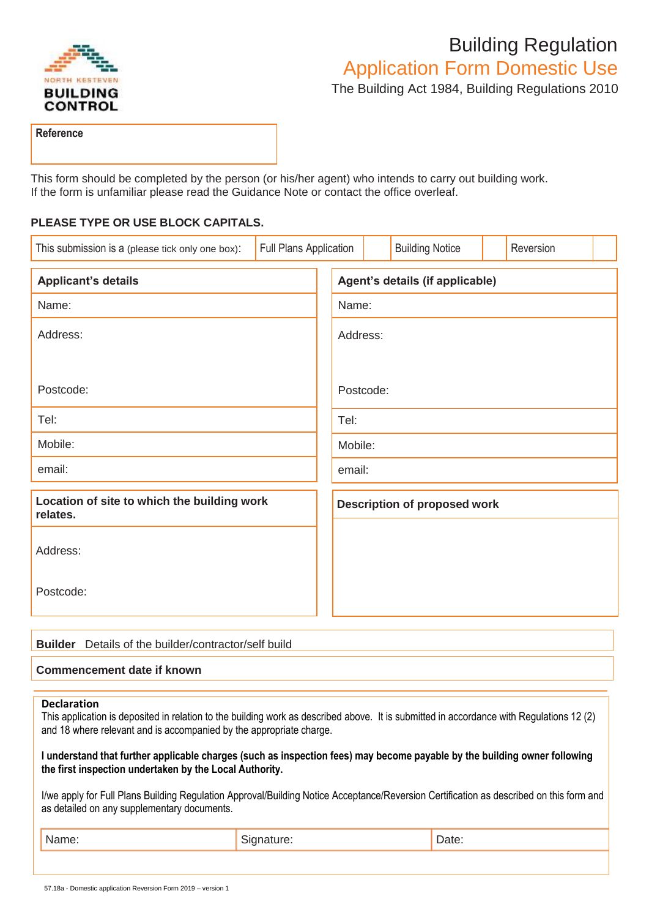NORTH KESTEVEN
**BUILDING CONTROL**

# Building Regulation
## Application Form Domestic Use

The Building Act 1984, Building Regulations 2010

| Reference |
|---|
| |

This form should be completed by the person (or his/her agent) who intends to carry out building work.
If the form is unfamiliar please read the Guidance Note or contact the office overleaf.

**PLEASE TYPE OR USE BLOCK CAPITALS.**

| This submission is a (please tick only one box): | Full Plans Application | | Building Notice | | Reversion | |
|---|---|---|---|---|---|---|

| **Applicant's details** | **Agent's details (if applicable)** |
|---|---|
| Name: | Name: |
| Address:<br><br>Postcode: | Address:<br><br>Postcode: |
| Tel: | Tel: |
| Mobile: | Mobile: |
| email: | email: |

| **Location of site to which the building work relates.** | **Description of proposed work** |
|---|---|
| Address:<br><br>Postcode: | |

| **Builder** Details of the builder/contractor/self build |
|---|

| **Commencement date if known** |
|---|

**Declaration**

This application is deposited in relation to the building work as described above. It is submitted in accordance with Regulations 12 (2) and 18 where relevant and is accompanied by the appropriate charge.

**I understand that further applicable charges (such as inspection fees) may become payable by the building owner following the first inspection undertaken by the Local Authority.**

I/we apply for Full Plans Building Regulation Approval/Building Notice Acceptance/Reversion Certification as described on this form and as detailed on any supplementary documents.

| Name: | Signature: | Date: |
|---|---|---|

57.18a - Domestic application Reversion Form 2019 – version 1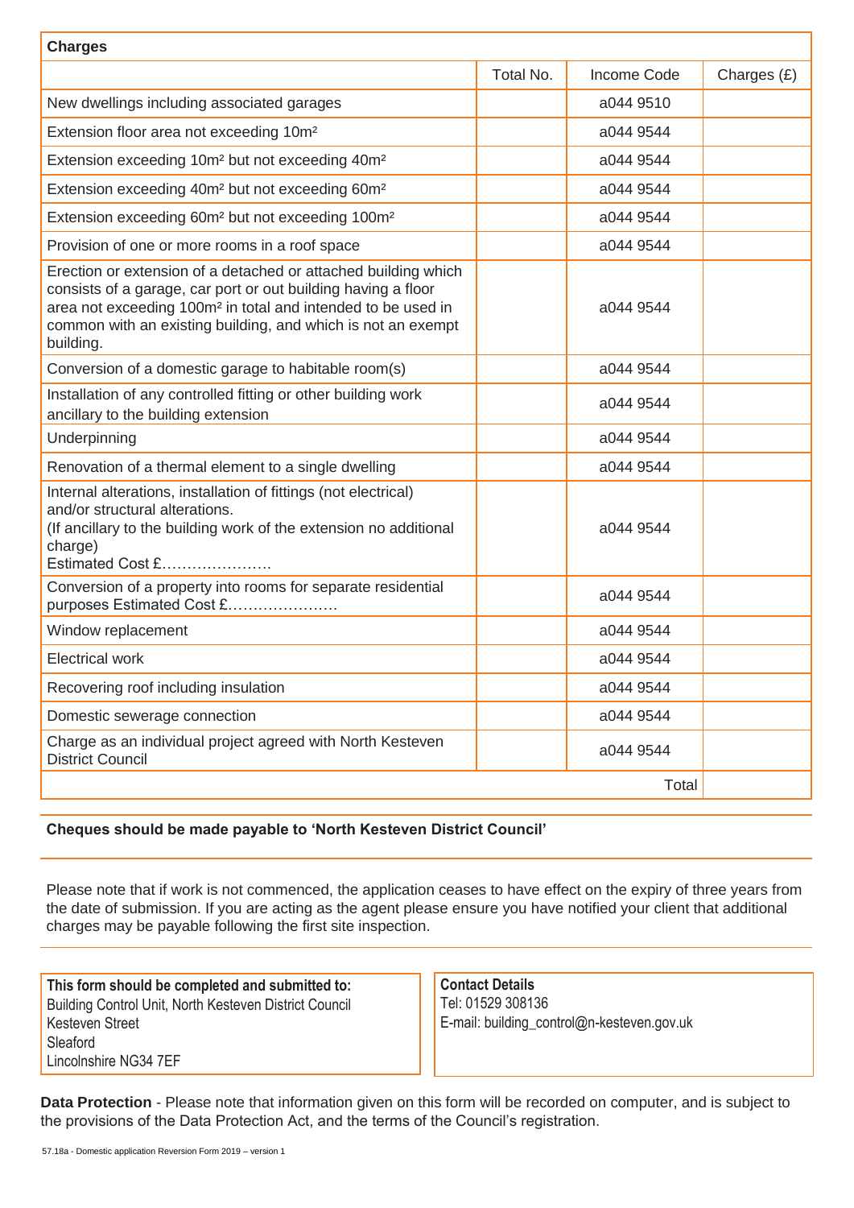| Charges | | | |
|---|---|---|---|
| | Total No. | Income Code | Charges (£) |
| New dwellings including associated garages | | a044 9510 | |
| Extension floor area not exceeding 10m² | | a044 9544 | |
| Extension exceeding 10m² but not exceeding 40m² | | a044 9544 | |
| Extension exceeding 40m² but not exceeding 60m² | | a044 9544 | |
| Extension exceeding 60m² but not exceeding 100m² | | a044 9544 | |
| Provision of one or more rooms in a roof space | | a044 9544 | |
| Erection or extension of a detached or attached building which consists of a garage, car port or out building having a floor area not exceeding 100m² in total and intended to be used in common with an existing building, and which is not an exempt building. | | a044 9544 | |
| Conversion of a domestic garage to habitable room(s) | | a044 9544 | |
| Installation of any controlled fitting or other building work ancillary to the building extension | | a044 9544 | |
| Underpinning | | a044 9544 | |
| Renovation of a thermal element to a single dwelling | | a044 9544 | |
| Internal alterations, installation of fittings (not electrical) and/or structural alterations. (If ancillary to the building work of the extension no additional charge) Estimated Cost £………………… | | a044 9544 | |
| Conversion of a property into rooms for separate residential purposes Estimated Cost £………………… | | a044 9544 | |
| Window replacement | | a044 9544 | |
| Electrical work | | a044 9544 | |
| Recovering roof including insulation | | a044 9544 | |
| Domestic sewerage connection | | a044 9544 | |
| Charge as an individual project agreed with North Kesteven District Council | | a044 9544 | |
| | | Total | |

**Cheques should be made payable to 'North Kesteven District Council'**

Please note that if work is not commenced, the application ceases to have effect on the expiry of three years from the date of submission. If you are acting as the agent please ensure you have notified your client that additional charges may be payable following the first site inspection.

**This form should be completed and submitted to:**
Building Control Unit, North Kesteven District Council
Kesteven Street
Sleaford
Lincolnshire NG34 7EF

**Contact Details**
Tel: 01529 308136
E-mail: building_control@n-kesteven.gov.uk

**Data Protection** - Please note that information given on this form will be recorded on computer, and is subject to the provisions of the Data Protection Act, and the terms of the Council's registration.

57.18a - Domestic application Reversion Form 2019 – version 1